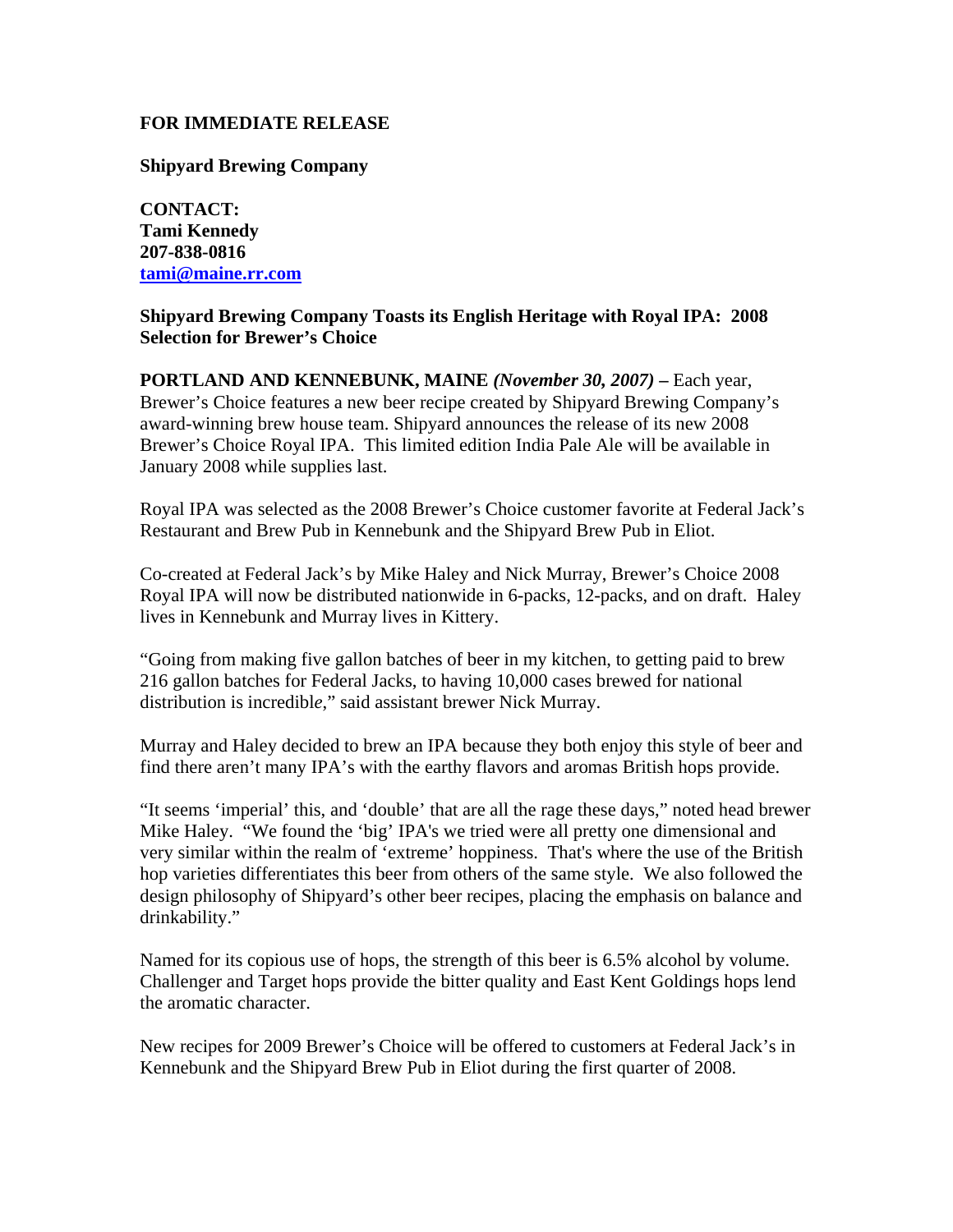**FOR IMMEDIATE RELEASE**

**Shipyard Brewing Company**

**CONTACT:**
**Tami Kennedy**
**207-838-0816**
**tami@maine.rr.com**

**Shipyard Brewing Company Toasts its English Heritage with Royal IPA: 2008 Selection for Brewer's Choice**

**PORTLAND AND KENNEBUNK, MAINE** ***(November 30, 2007)*** **–** Each year, Brewer's Choice features a new beer recipe created by Shipyard Brewing Company's award-winning brew house team. Shipyard announces the release of its new 2008 Brewer's Choice Royal IPA. This limited edition India Pale Ale will be available in January 2008 while supplies last.

Royal IPA was selected as the 2008 Brewer's Choice customer favorite at Federal Jack's Restaurant and Brew Pub in Kennebunk and the Shipyard Brew Pub in Eliot.

Co-created at Federal Jack's by Mike Haley and Nick Murray, Brewer's Choice 2008 Royal IPA will now be distributed nationwide in 6-packs, 12-packs, and on draft. Haley lives in Kennebunk and Murray lives in Kittery.

"Going from making five gallon batches of beer in my kitchen, to getting paid to brew 216 gallon batches for Federal Jacks, to having 10,000 cases brewed for national distribution is incredible," said assistant brewer Nick Murray.

Murray and Haley decided to brew an IPA because they both enjoy this style of beer and find there aren't many IPA's with the earthy flavors and aromas British hops provide.

"It seems 'imperial' this, and 'double' that are all the rage these days," noted head brewer Mike Haley. "We found the 'big' IPA's we tried were all pretty one dimensional and very similar within the realm of 'extreme' hoppiness. That's where the use of the British hop varieties differentiates this beer from others of the same style. We also followed the design philosophy of Shipyard's other beer recipes, placing the emphasis on balance and drinkability."

Named for its copious use of hops, the strength of this beer is 6.5% alcohol by volume. Challenger and Target hops provide the bitter quality and East Kent Goldings hops lend the aromatic character.

New recipes for 2009 Brewer's Choice will be offered to customers at Federal Jack's in Kennebunk and the Shipyard Brew Pub in Eliot during the first quarter of 2008.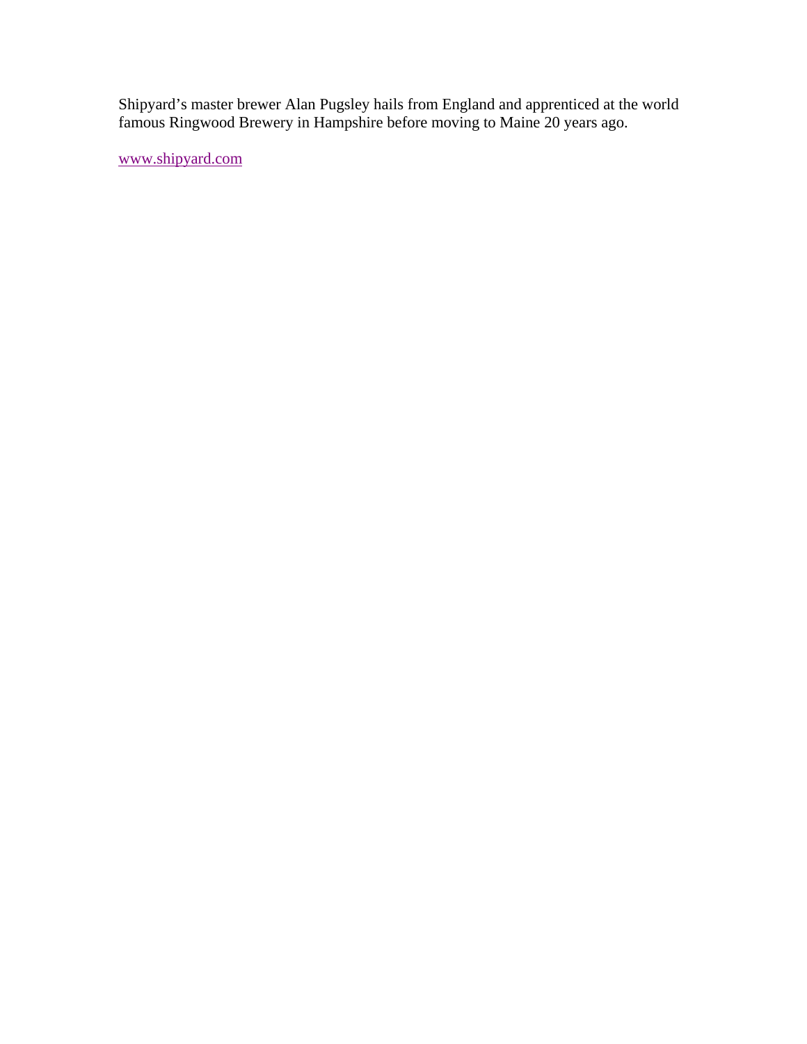Shipyard's master brewer Alan Pugsley hails from England and apprenticed at the world famous Ringwood Brewery in Hampshire before moving to Maine 20 years ago.

[www.shipyard.com](http://www.shipyard.com)